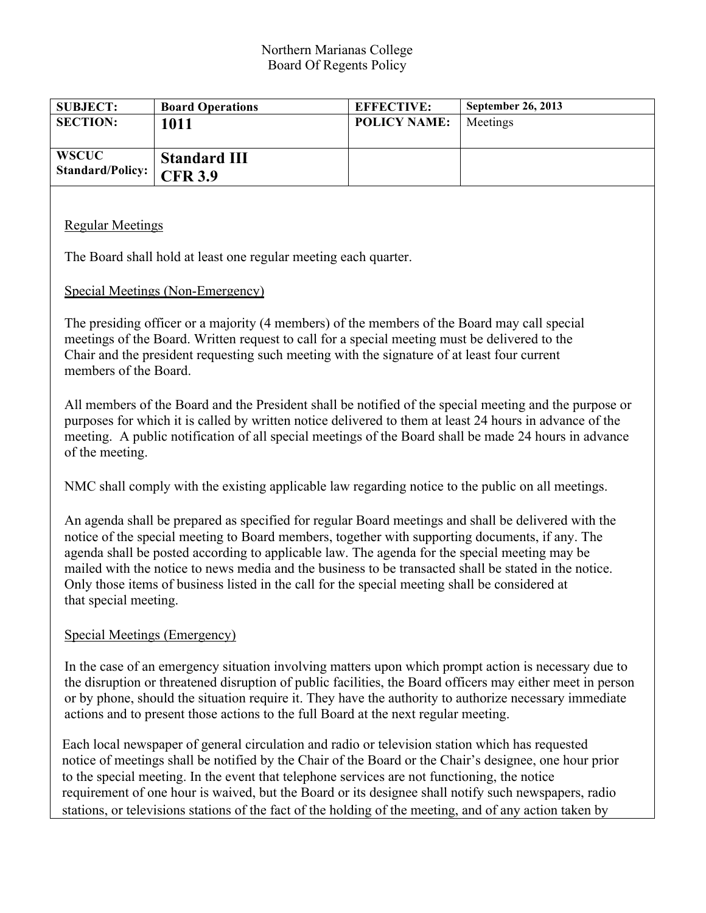Northern Marianas College
Board Of Regents Policy

| SUBJECT: | Board Operations | EFFECTIVE: | September 26, 2013 |
| --- | --- | --- | --- |
| SECTION: | 1011 | POLICY NAME: | Meetings |
| WSCUC Standard/Policy: | Standard III CFR 3.9 | | |

Regular Meetings

The Board shall hold at least one regular meeting each quarter.

Special Meetings (Non-Emergency)

The presiding officer or a majority (4 members) of the members of the Board may call special meetings of the Board. Written request to call for a special meeting must be delivered to the Chair and the president requesting such meeting with the signature of at least four current members of the Board.

All members of the Board and the President shall be notified of the special meeting and the purpose or purposes for which it is called by written notice delivered to them at least 24 hours in advance of the meeting. A public notification of all special meetings of the Board shall be made 24 hours in advance of the meeting.

NMC shall comply with the existing applicable law regarding notice to the public on all meetings.

An agenda shall be prepared as specified for regular Board meetings and shall be delivered with the notice of the special meeting to Board members, together with supporting documents, if any. The agenda shall be posted according to applicable law. The agenda for the special meeting may be mailed with the notice to news media and the business to be transacted shall be stated in the notice. Only those items of business listed in the call for the special meeting shall be considered at that special meeting.

Special Meetings (Emergency)

In the case of an emergency situation involving matters upon which prompt action is necessary due to the disruption or threatened disruption of public facilities, the Board officers may either meet in person or by phone, should the situation require it. They have the authority to authorize necessary immediate actions and to present those actions to the full Board at the next regular meeting.

Each local newspaper of general circulation and radio or television station which has requested notice of meetings shall be notified by the Chair of the Board or the Chair's designee, one hour prior to the special meeting. In the event that telephone services are not functioning, the notice requirement of one hour is waived, but the Board or its designee shall notify such newspapers, radio stations, or televisions stations of the fact of the holding of the meeting, and of any action taken by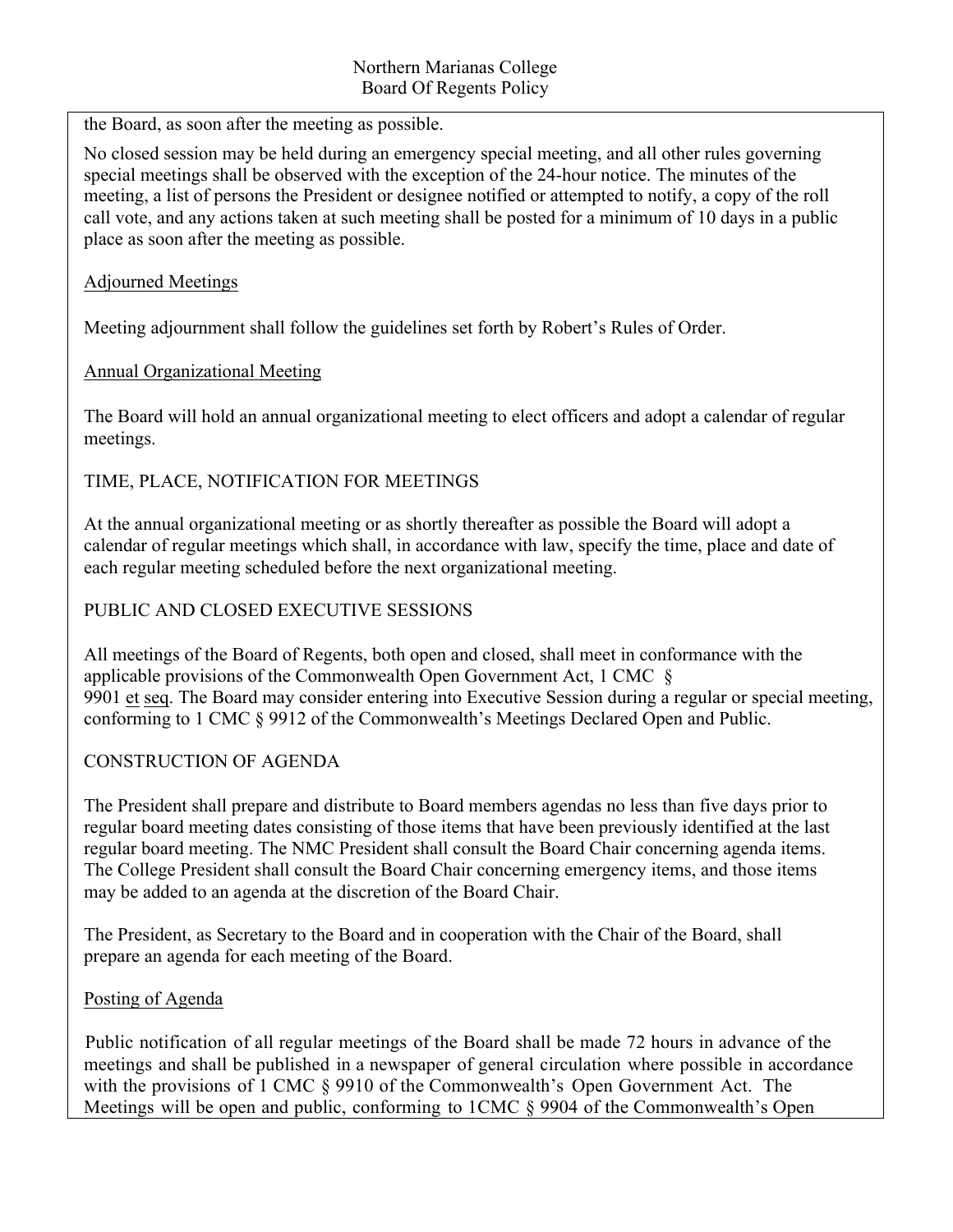the Board, as soon after the meeting as possible.

No closed session may be held during an emergency special meeting, and all other rules governing special meetings shall be observed with the exception of the 24-hour notice. The minutes of the meeting, a list of persons the President or designee notified or attempted to notify, a copy of the roll call vote, and any actions taken at such meeting shall be posted for a minimum of 10 days in a public place as soon after the meeting as possible.

### Adjourned Meetings

Meeting adjournment shall follow the guidelines set forth by Robert's Rules of Order.

### Annual Organizational Meeting

The Board will hold an annual organizational meeting to elect officers and adopt a calendar of regular meetings.

## TIME, PLACE, NOTIFICATION FOR MEETINGS

At the annual organizational meeting or as shortly thereafter as possible the Board will adopt a calendar of regular meetings which shall, in accordance with law, specify the time, place and date of each regular meeting scheduled before the next organizational meeting.

## PUBLIC AND CLOSED EXECUTIVE SESSIONS

All meetings of the Board of Regents, both open and closed, shall meet in conformance with the applicable provisions of the Commonwealth Open Government Act, 1 CMC § 9901 et seq. The Board may consider entering into Executive Session during a regular or special meeting, conforming to 1 CMC § 9912 of the Commonwealth's Meetings Declared Open and Public.

## CONSTRUCTION OF AGENDA

The President shall prepare and distribute to Board members agendas no less than five days prior to regular board meeting dates consisting of those items that have been previously identified at the last regular board meeting. The NMC President shall consult the Board Chair concerning agenda items. The College President shall consult the Board Chair concerning emergency items, and those items may be added to an agenda at the discretion of the Board Chair.

The President, as Secretary to the Board and in cooperation with the Chair of the Board, shall prepare an agenda for each meeting of the Board.

### Posting of Agenda

Public notification of all regular meetings of the Board shall be made 72 hours in advance of the meetings and shall be published in a newspaper of general circulation where possible in accordance with the provisions of 1 CMC § 9910 of the Commonwealth's Open Government Act. The Meetings will be open and public, conforming to 1CMC § 9904 of the Commonwealth's Open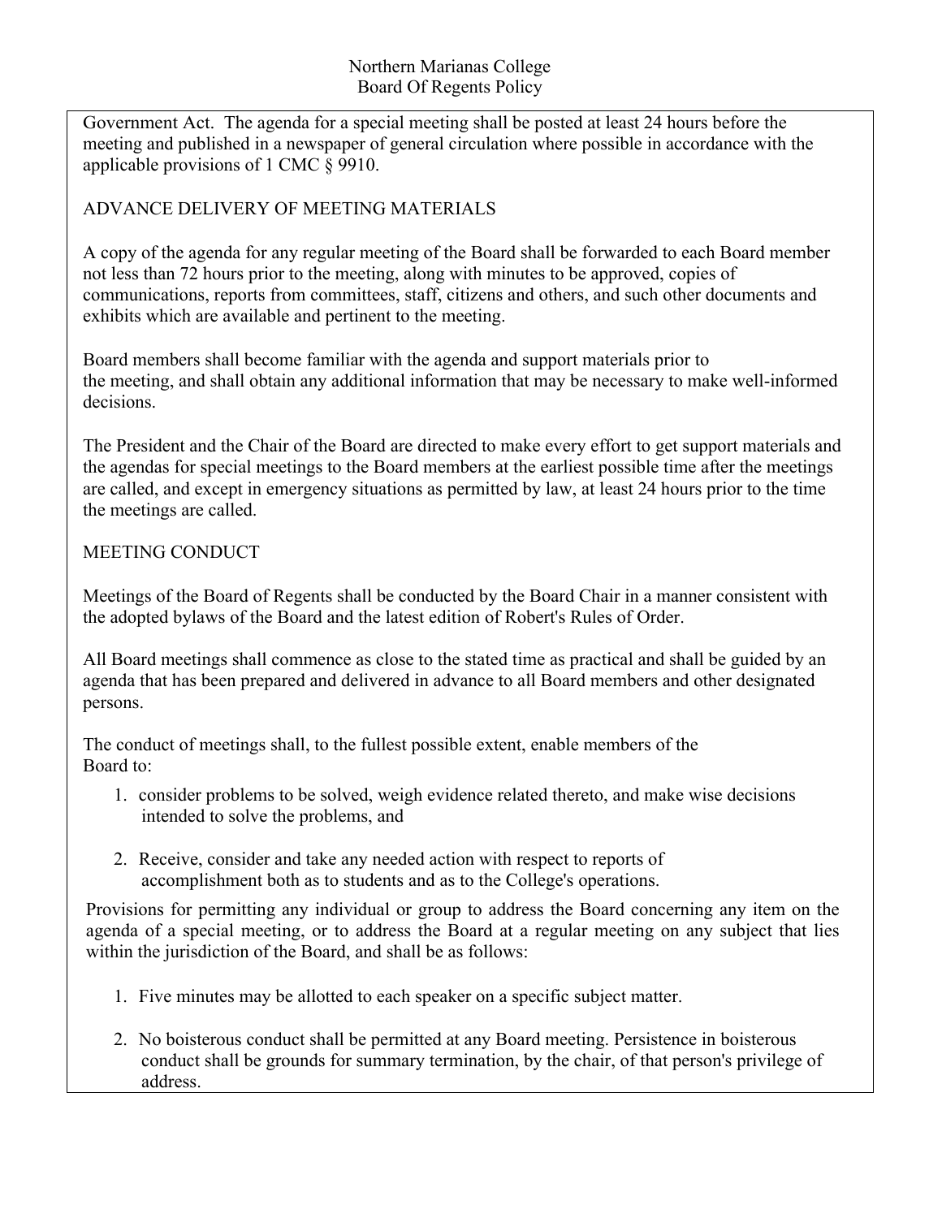Government Act. The agenda for a special meeting shall be posted at least 24 hours before the meeting and published in a newspaper of general circulation where possible in accordance with the applicable provisions of 1 CMC § 9910.

ADVANCE DELIVERY OF MEETING MATERIALS

A copy of the agenda for any regular meeting of the Board shall be forwarded to each Board member not less than 72 hours prior to the meeting, along with minutes to be approved, copies of communications, reports from committees, staff, citizens and others, and such other documents and exhibits which are available and pertinent to the meeting.

Board members shall become familiar with the agenda and support materials prior to the meeting, and shall obtain any additional information that may be necessary to make well-informed decisions.

The President and the Chair of the Board are directed to make every effort to get support materials and the agendas for special meetings to the Board members at the earliest possible time after the meetings are called, and except in emergency situations as permitted by law, at least 24 hours prior to the time the meetings are called.

MEETING CONDUCT

Meetings of the Board of Regents shall be conducted by the Board Chair in a manner consistent with the adopted bylaws of the Board and the latest edition of Robert's Rules of Order.

All Board meetings shall commence as close to the stated time as practical and shall be guided by an agenda that has been prepared and delivered in advance to all Board members and other designated persons.

The conduct of meetings shall, to the fullest possible extent, enable members of the Board to:

1. consider problems to be solved, weigh evidence related thereto, and make wise decisions intended to solve the problems, and
2. Receive, consider and take any needed action with respect to reports of accomplishment both as to students and as to the College's operations.

Provisions for permitting any individual or group to address the Board concerning any item on the agenda of a special meeting, or to address the Board at a regular meeting on any subject that lies within the jurisdiction of the Board, and shall be as follows:

1. Five minutes may be allotted to each speaker on a specific subject matter.
2. No boisterous conduct shall be permitted at any Board meeting. Persistence in boisterous conduct shall be grounds for summary termination, by the chair, of that person's privilege of address.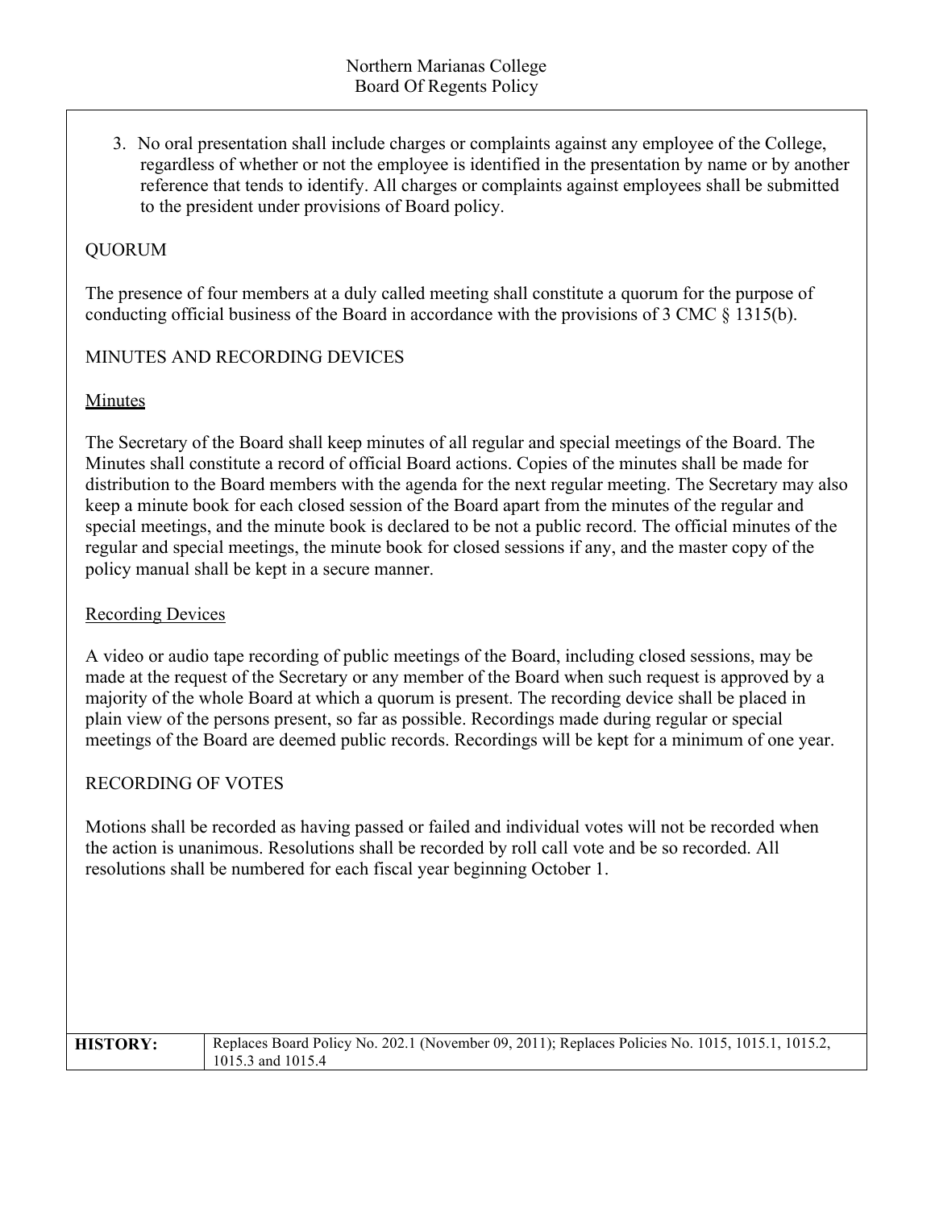3. No oral presentation shall include charges or complaints against any employee of the College, regardless of whether or not the employee is identified in the presentation by name or by another reference that tends to identify. All charges or complaints against employees shall be submitted to the president under provisions of Board policy.

## QUORUM

The presence of four members at a duly called meeting shall constitute a quorum for the purpose of conducting official business of the Board in accordance with the provisions of 3 CMC § 1315(b).

## MINUTES AND RECORDING DEVICES

### Minutes

The Secretary of the Board shall keep minutes of all regular and special meetings of the Board. The Minutes shall constitute a record of official Board actions. Copies of the minutes shall be made for distribution to the Board members with the agenda for the next regular meeting. The Secretary may also keep a minute book for each closed session of the Board apart from the minutes of the regular and special meetings, and the minute book is declared to be not a public record. The official minutes of the regular and special meetings, the minute book for closed sessions if any, and the master copy of the policy manual shall be kept in a secure manner.

### Recording Devices

A video or audio tape recording of public meetings of the Board, including closed sessions, may be made at the request of the Secretary or any member of the Board when such request is approved by a majority of the whole Board at which a quorum is present. The recording device shall be placed in plain view of the persons present, so far as possible. Recordings made during regular or special meetings of the Board are deemed public records. Recordings will be kept for a minimum of one year.

## RECORDING OF VOTES

Motions shall be recorded as having passed or failed and individual votes will not be recorded when the action is unanimous. Resolutions shall be recorded by roll call vote and be so recorded. All resolutions shall be numbered for each fiscal year beginning October 1.

| | |
|---|---|
| **HISTORY:** | Replaces Board Policy No. 202.1 (November 09, 2011); Replaces Policies No. 1015, 1015.1, 1015.2, 1015.3 and 1015.4 |